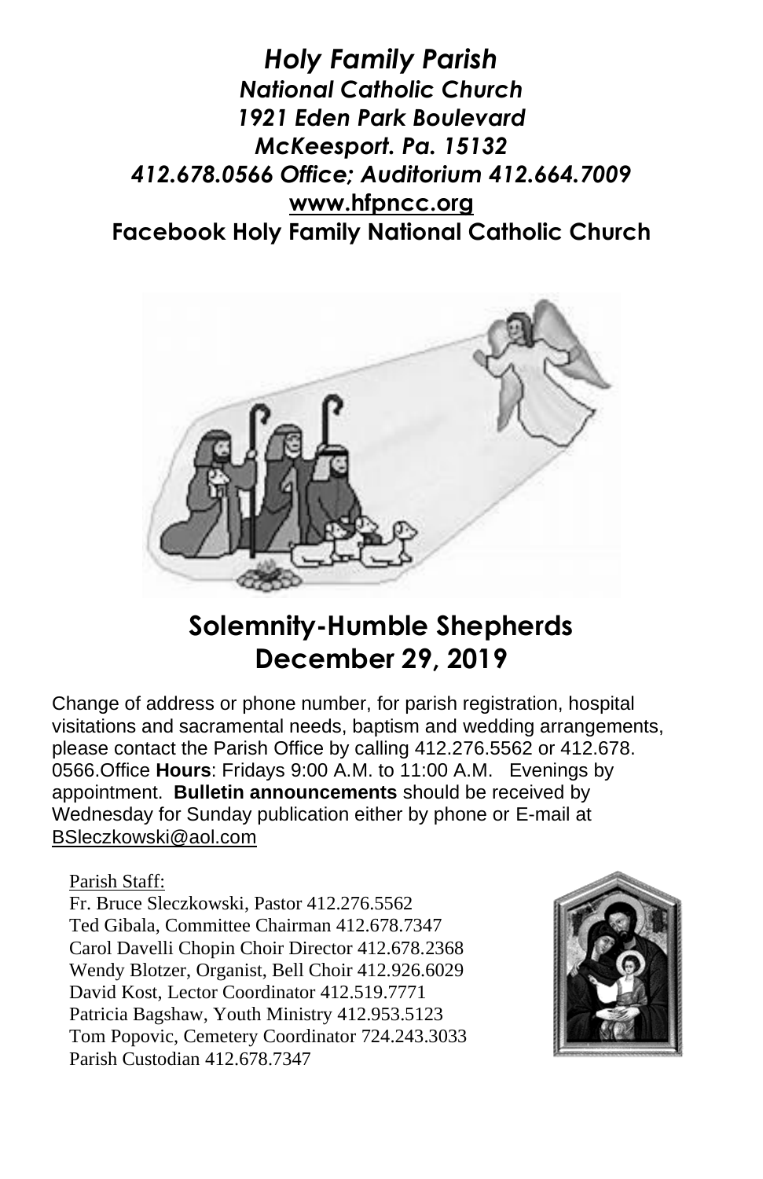***Holy Family Parish***
***National Catholic Church***
***1921 Eden Park Boulevard***
***McKeesport. Pa. 15132***
***412.678.0566 Office; Auditorium 412.664.7009***
**www.hfpncc.org**
**Facebook Holy Family National Catholic Church**

# Solemnity-Humble Shepherds
# December 29, 2019

Change of address or phone number, for parish registration, hospital visitations and sacramental needs, baptism and wedding arrangements, please contact the Parish Office by calling 412.276.5562 or 412.678. 0566.Office **Hours**: Fridays 9:00 A.M. to 11:00 A.M. Evenings by appointment. **Bulletin announcements** should be received by Wednesday for Sunday publication either by phone or E-mail at BSleczkowski@aol.com

Parish Staff:
Fr. Bruce Sleczkowski, Pastor 412.276.5562
Ted Gibala, Committee Chairman 412.678.7347
Carol Davelli Chopin Choir Director 412.678.2368
Wendy Blotzer, Organist, Bell Choir 412.926.6029
David Kost, Lector Coordinator 412.519.7771
Patricia Bagshaw, Youth Ministry 412.953.5123
Tom Popovic, Cemetery Coordinator 724.243.3033
Parish Custodian 412.678.7347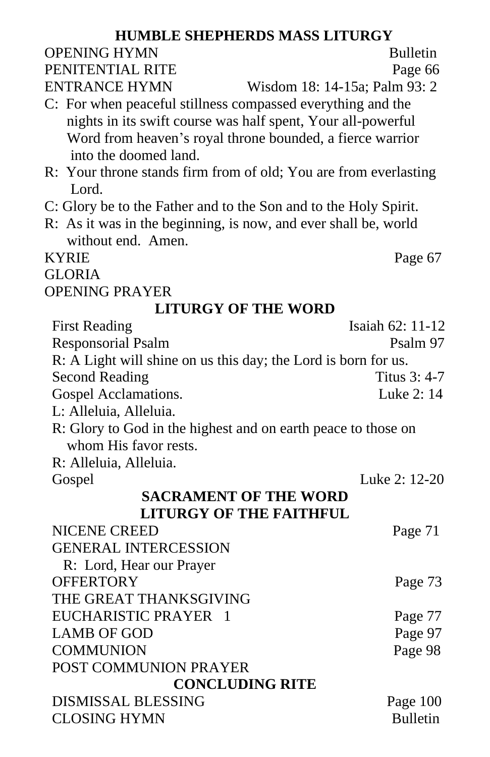## HUMBLE SHEPHERDS MASS LITURGY

OPENING HYMN — Bulletin
PENITENTIAL RITE — Page 66
ENTRANCE HYMN — Wisdom 18: 14-15a; Palm 93: 2

C: For when peaceful stillness compassed everything and the nights in its swift course was half spent, Your all-powerful Word from heaven's royal throne bounded, a fierce warrior into the doomed land.

R: Your throne stands firm from of old; You are from everlasting Lord.

C: Glory be to the Father and to the Son and to the Holy Spirit.

R: As it was in the beginning, is now, and ever shall be, world without end. Amen.

KYRIE — Page 67
GLORIA
OPENING PRAYER

## LITURGY OF THE WORD

First Reading — Isaiah 62: 11-12
Responsorial Psalm — Psalm 97

R: A Light will shine on us this day; the Lord is born for us.

Second Reading — Titus 3: 4-7
Gospel Acclamations. — Luke 2: 14

L: Alleluia, Alleluia.

R: Glory to God in the highest and on earth peace to those on whom His favor rests.

R: Alleluia, Alleluia.

Gospel — Luke 2: 12-20

## SACRAMENT OF THE WORD
## LITURGY OF THE FAITHFUL

NICENE CREED — Page 71
GENERAL INTERCESSION

R: Lord, Hear our Prayer

OFFERTORY — Page 73
THE GREAT THANKSGIVING
EUCHARISTIC PRAYER 1 — Page 77
LAMB OF GOD — Page 97
COMMUNION — Page 98
POST COMMUNION PRAYER

## CONCLUDING RITE

DISMISSAL BLESSING — Page 100
CLOSING HYMN — Bulletin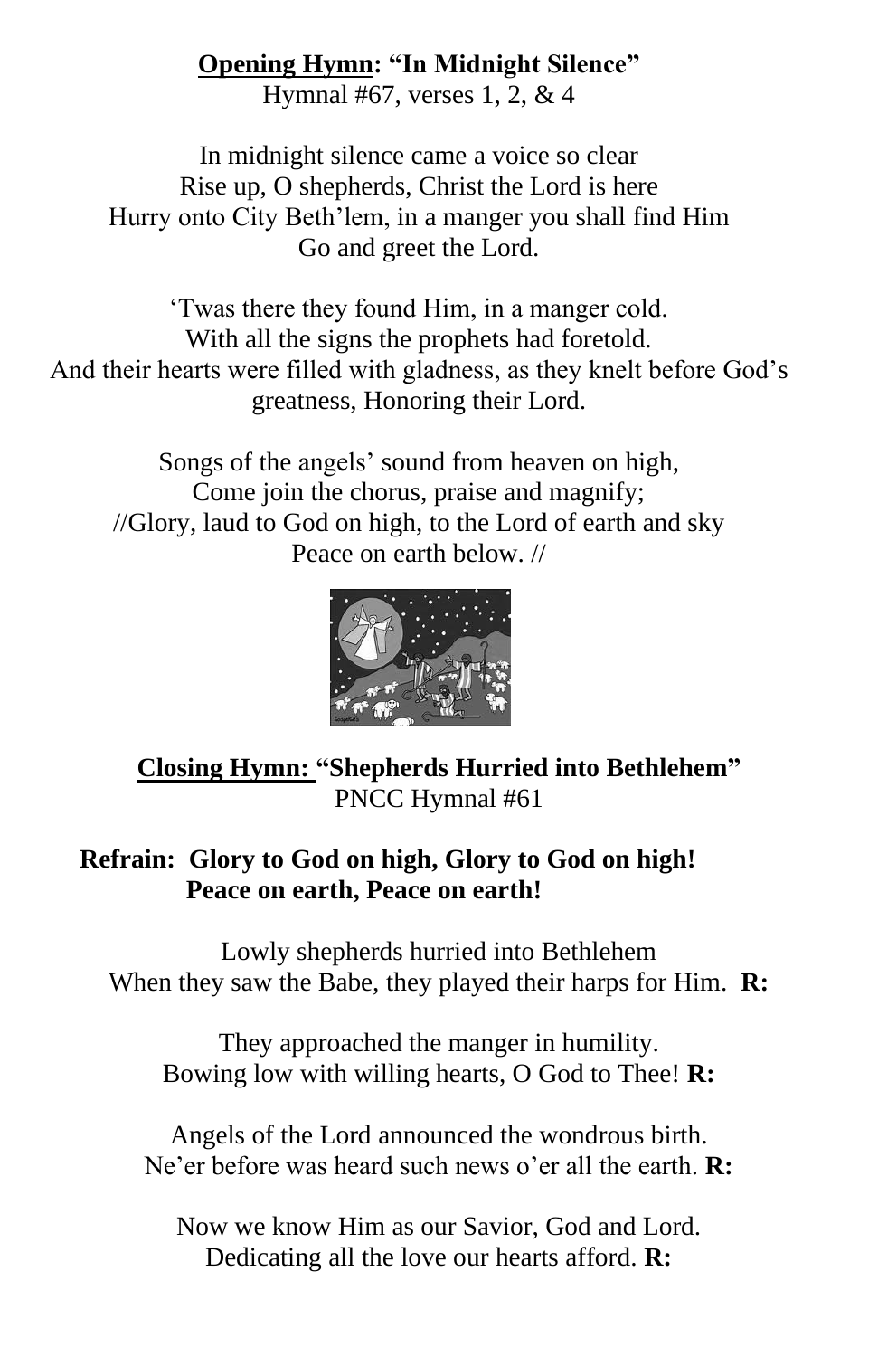**<u>Opening Hymn</u>: "In Midnight Silence"**
Hymnal #67, verses 1, 2, & 4

In midnight silence came a voice so clear
Rise up, O shepherds, Christ the Lord is here
Hurry onto City Beth'lem, in a manger you shall find Him
Go and greet the Lord.

'Twas there they found Him, in a manger cold.
With all the signs the prophets had foretold.
And their hearts were filled with gladness, as they knelt before God's greatness, Honoring their Lord.

Songs of the angels' sound from heaven on high,
Come join the chorus, praise and magnify;
//Glory, laud to God on high, to the Lord of earth and sky
Peace on earth below. //

**<u>Closing Hymn:</u> "Shepherds Hurried into Bethlehem"**
PNCC Hymnal #61

**Refrain: Glory to God on high, Glory to God on high!**
**Peace on earth, Peace on earth!**

Lowly shepherds hurried into Bethlehem
When they saw the Babe, they played their harps for Him. **R:**

They approached the manger in humility.
Bowing low with willing hearts, O God to Thee! **R:**

Angels of the Lord announced the wondrous birth.
Ne'er before was heard such news o'er all the earth. **R:**

Now we know Him as our Savior, God and Lord.
Dedicating all the love our hearts afford. **R:**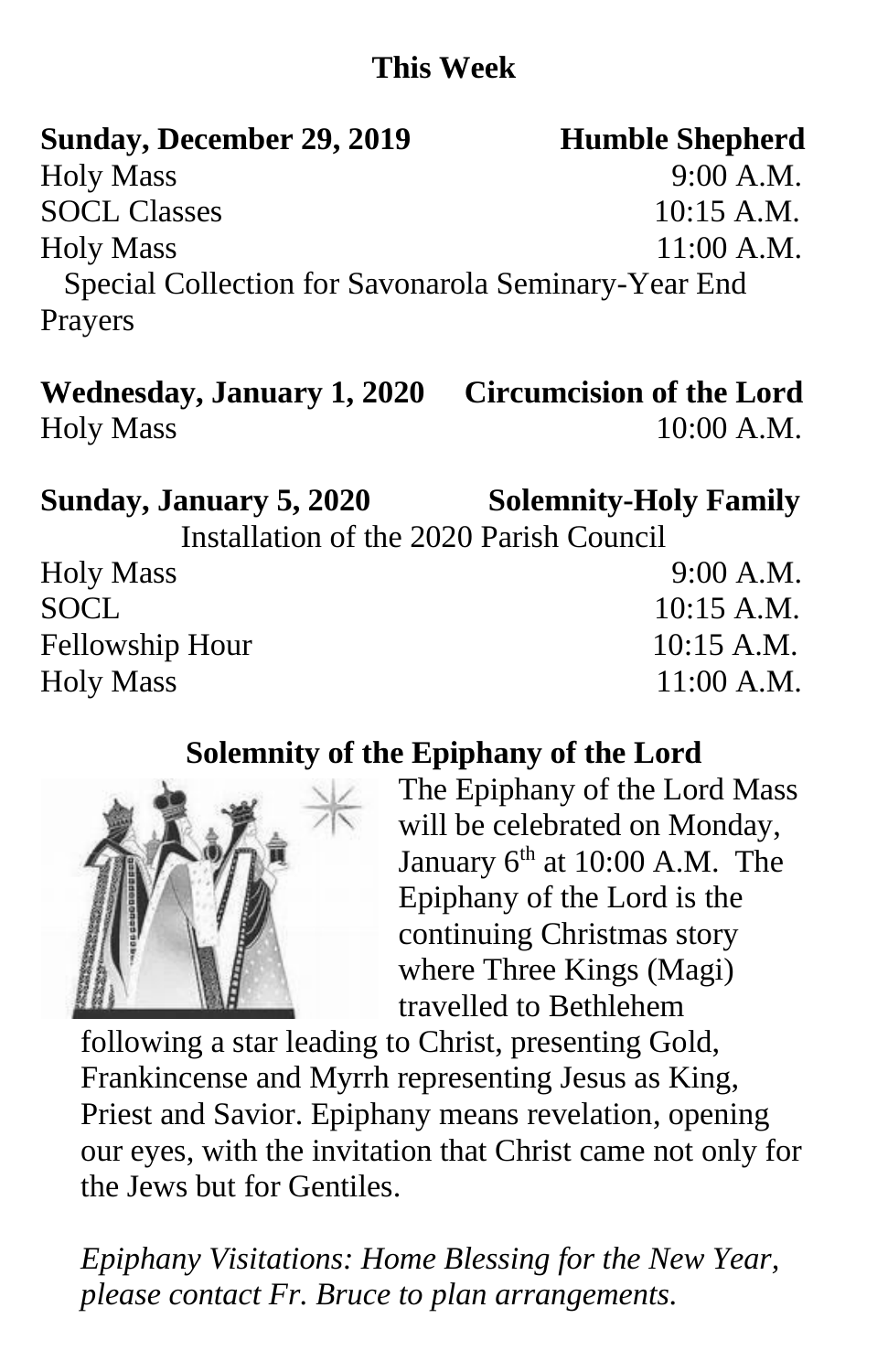## This Week

**Sunday, December 29, 2019 — Humble Shepherd**

| | |
|---|---|
| Holy Mass | 9:00 A.M. |
| SOCL Classes | 10:15 A.M. |
| Holy Mass | 11:00 A.M. |

Special Collection for Savonarola Seminary-Year End Prayers

**Wednesday, January 1, 2020 — Circumcision of the Lord**

| | |
|---|---|
| Holy Mass | 10:00 A.M. |

**Sunday, January 5, 2020 — Solemnity-Holy Family**

Installation of the 2020 Parish Council

| | |
|---|---|
| Holy Mass | 9:00 A.M. |
| SOCL | 10:15 A.M. |
| Fellowship Hour | 10:15 A.M. |
| Holy Mass | 11:00 A.M. |

### Solemnity of the Epiphany of the Lord

The Epiphany of the Lord Mass will be celebrated on Monday, January 6th at 10:00 A.M. The Epiphany of the Lord is the continuing Christmas story where Three Kings (Magi) travelled to Bethlehem following a star leading to Christ, presenting Gold, Frankincense and Myrrh representing Jesus as King, Priest and Savior. Epiphany means revelation, opening our eyes, with the invitation that Christ came not only for the Jews but for Gentiles.

*Epiphany Visitations: Home Blessing for the New Year, please contact Fr. Bruce to plan arrangements.*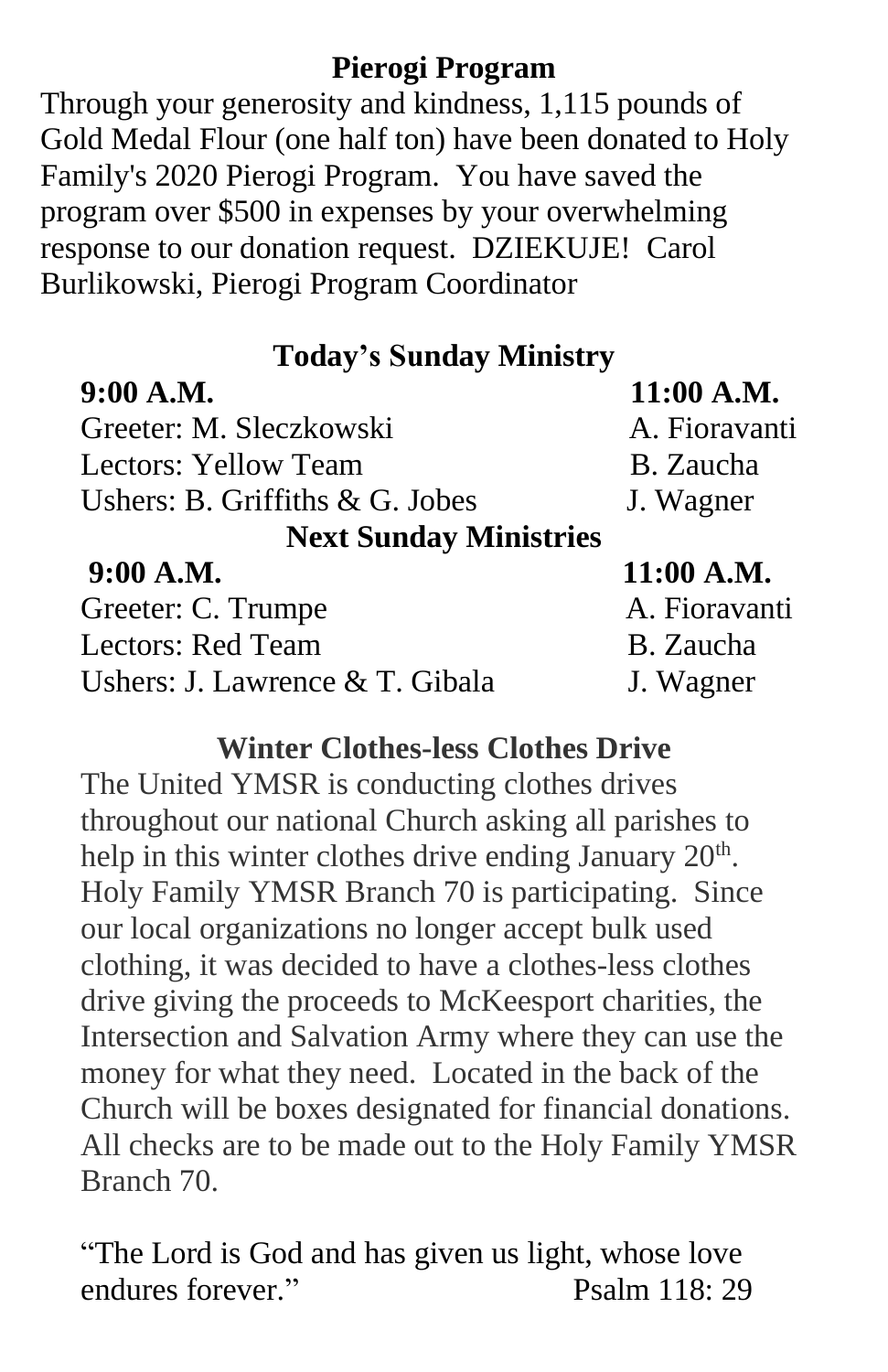## Pierogi Program

Through your generosity and kindness, 1,115 pounds of Gold Medal Flour (one half ton) have been donated to Holy Family's 2020 Pierogi Program. You have saved the program over $500 in expenses by your overwhelming response to our donation request. DZIEKUJE! Carol Burlikowski, Pierogi Program Coordinator

## Today's Sunday Ministry

| 9:00 A.M. | 11:00 A.M. |
|---|---|
| Greeter: M. Sleczkowski | A. Fioravanti |
| Lectors: Yellow Team | B. Zaucha |
| Ushers: B. Griffiths & G. Jobes | J. Wagner |

## Next Sunday Ministries

| 9:00 A.M. | 11:00 A.M. |
|---|---|
| Greeter: C. Trumpe | A. Fioravanti |
| Lectors: Red Team | B. Zaucha |
| Ushers: J. Lawrence & T. Gibala | J. Wagner |

## Winter Clothes-less Clothes Drive

The United YMSR is conducting clothes drives throughout our national Church asking all parishes to help in this winter clothes drive ending January 20th. Holy Family YMSR Branch 70 is participating. Since our local organizations no longer accept bulk used clothing, it was decided to have a clothes-less clothes drive giving the proceeds to McKeesport charities, the Intersection and Salvation Army where they can use the money for what they need. Located in the back of the Church will be boxes designated for financial donations. All checks are to be made out to the Holy Family YMSR Branch 70.

"The Lord is God and has given us light, whose love endures forever." Psalm 118: 29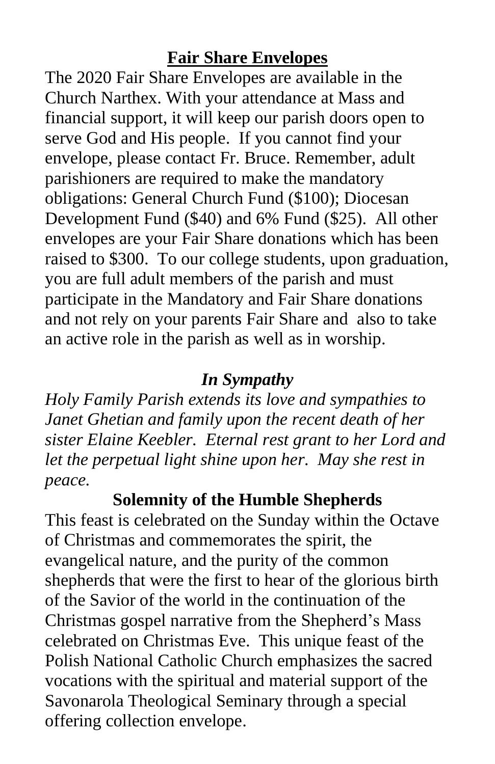## **Fair Share Envelopes**

The 2020 Fair Share Envelopes are available in the Church Narthex. With your attendance at Mass and financial support, it will keep our parish doors open to serve God and His people. If you cannot find your envelope, please contact Fr. Bruce. Remember, adult parishioners are required to make the mandatory obligations: General Church Fund ($100); Diocesan Development Fund ($40) and 6% Fund ($25). All other envelopes are your Fair Share donations which has been raised to $300. To our college students, upon graduation, you are full adult members of the parish and must participate in the Mandatory and Fair Share donations and not rely on your parents Fair Share and also to take an active role in the parish as well as in worship.

## ***In Sympathy***

*Holy Family Parish extends its love and sympathies to Janet Ghetian and family upon the recent death of her sister Elaine Keebler. Eternal rest grant to her Lord and let the perpetual light shine upon her. May she rest in peace.*

## **Solemnity of the Humble Shepherds**

This feast is celebrated on the Sunday within the Octave of Christmas and commemorates the spirit, the evangelical nature, and the purity of the common shepherds that were the first to hear of the glorious birth of the Savior of the world in the continuation of the Christmas gospel narrative from the Shepherd's Mass celebrated on Christmas Eve. This unique feast of the Polish National Catholic Church emphasizes the sacred vocations with the spiritual and material support of the Savonarola Theological Seminary through a special offering collection envelope.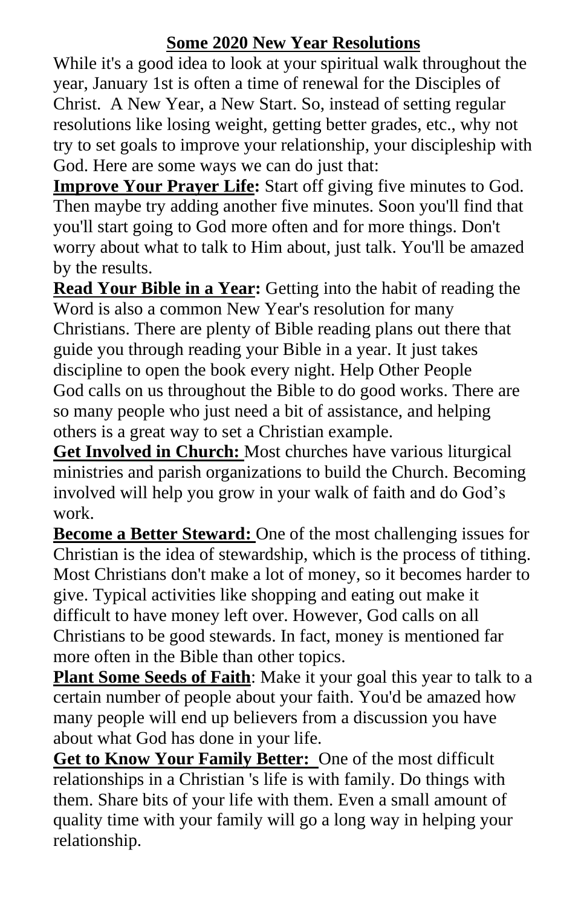## Some 2020 New Year Resolutions

While it's a good idea to look at your spiritual walk throughout the year, January 1st is often a time of renewal for the Disciples of Christ. A New Year, a New Start. So, instead of setting regular resolutions like losing weight, getting better grades, etc., why not try to set goals to improve your relationship, your discipleship with God. Here are some ways we can do just that:

**Improve Your Prayer Life:** Start off giving five minutes to God. Then maybe try adding another five minutes. Soon you'll find that you'll start going to God more often and for more things. Don't worry about what to talk to Him about, just talk. You'll be amazed by the results.

**Read Your Bible in a Year:** Getting into the habit of reading the Word is also a common New Year's resolution for many Christians. There are plenty of Bible reading plans out there that guide you through reading your Bible in a year. It just takes discipline to open the book every night. Help Other People God calls on us throughout the Bible to do good works. There are so many people who just need a bit of assistance, and helping others is a great way to set a Christian example.

**Get Involved in Church:** Most churches have various liturgical ministries and parish organizations to build the Church. Becoming involved will help you grow in your walk of faith and do God's work.

**Become a Better Steward:** One of the most challenging issues for Christian is the idea of stewardship, which is the process of tithing. Most Christians don't make a lot of money, so it becomes harder to give. Typical activities like shopping and eating out make it difficult to have money left over. However, God calls on all Christians to be good stewards. In fact, money is mentioned far more often in the Bible than other topics.

**Plant Some Seeds of Faith**: Make it your goal this year to talk to a certain number of people about your faith. You'd be amazed how many people will end up believers from a discussion you have about what God has done in your life.

**Get to Know Your Family Better:** One of the most difficult relationships in a Christian 's life is with family. Do things with them. Share bits of your life with them. Even a small amount of quality time with your family will go a long way in helping your relationship.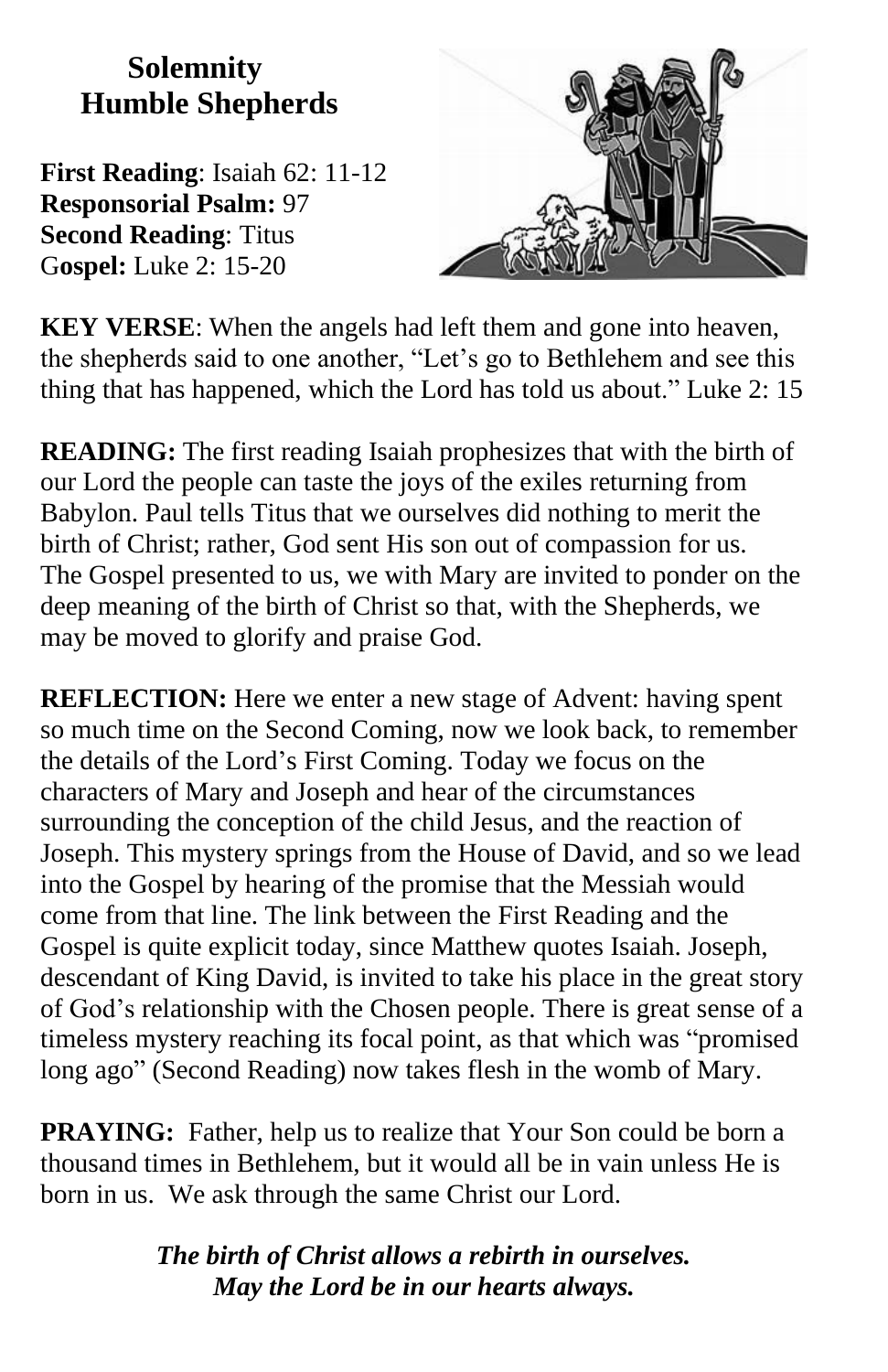## Solemnity
## Humble Shepherds

**First Reading**: Isaiah 62: 11-12
**Responsorial Psalm:** 97
**Second Reading**: Titus
G**ospel:** Luke 2: 15-20

**KEY VERSE**: When the angels had left them and gone into heaven, the shepherds said to one another, "Let's go to Bethlehem and see this thing that has happened, which the Lord has told us about." Luke 2: 15

**READING:** The first reading Isaiah prophesizes that with the birth of our Lord the people can taste the joys of the exiles returning from Babylon. Paul tells Titus that we ourselves did nothing to merit the birth of Christ; rather, God sent His son out of compassion for us. The Gospel presented to us, we with Mary are invited to ponder on the deep meaning of the birth of Christ so that, with the Shepherds, we may be moved to glorify and praise God.

**REFLECTION:** Here we enter a new stage of Advent: having spent so much time on the Second Coming, now we look back, to remember the details of the Lord's First Coming. Today we focus on the characters of Mary and Joseph and hear of the circumstances surrounding the conception of the child Jesus, and the reaction of Joseph. This mystery springs from the House of David, and so we lead into the Gospel by hearing of the promise that the Messiah would come from that line. The link between the First Reading and the Gospel is quite explicit today, since Matthew quotes Isaiah. Joseph, descendant of King David, is invited to take his place in the great story of God's relationship with the Chosen people. There is great sense of a timeless mystery reaching its focal point, as that which was "promised long ago" (Second Reading) now takes flesh in the womb of Mary.

**PRAYING:** Father, help us to realize that Your Son could be born a thousand times in Bethlehem, but it would all be in vain unless He is born in us. We ask through the same Christ our Lord.

***The birth of Christ allows a rebirth in ourselves.***
***May the Lord be in our hearts always.***